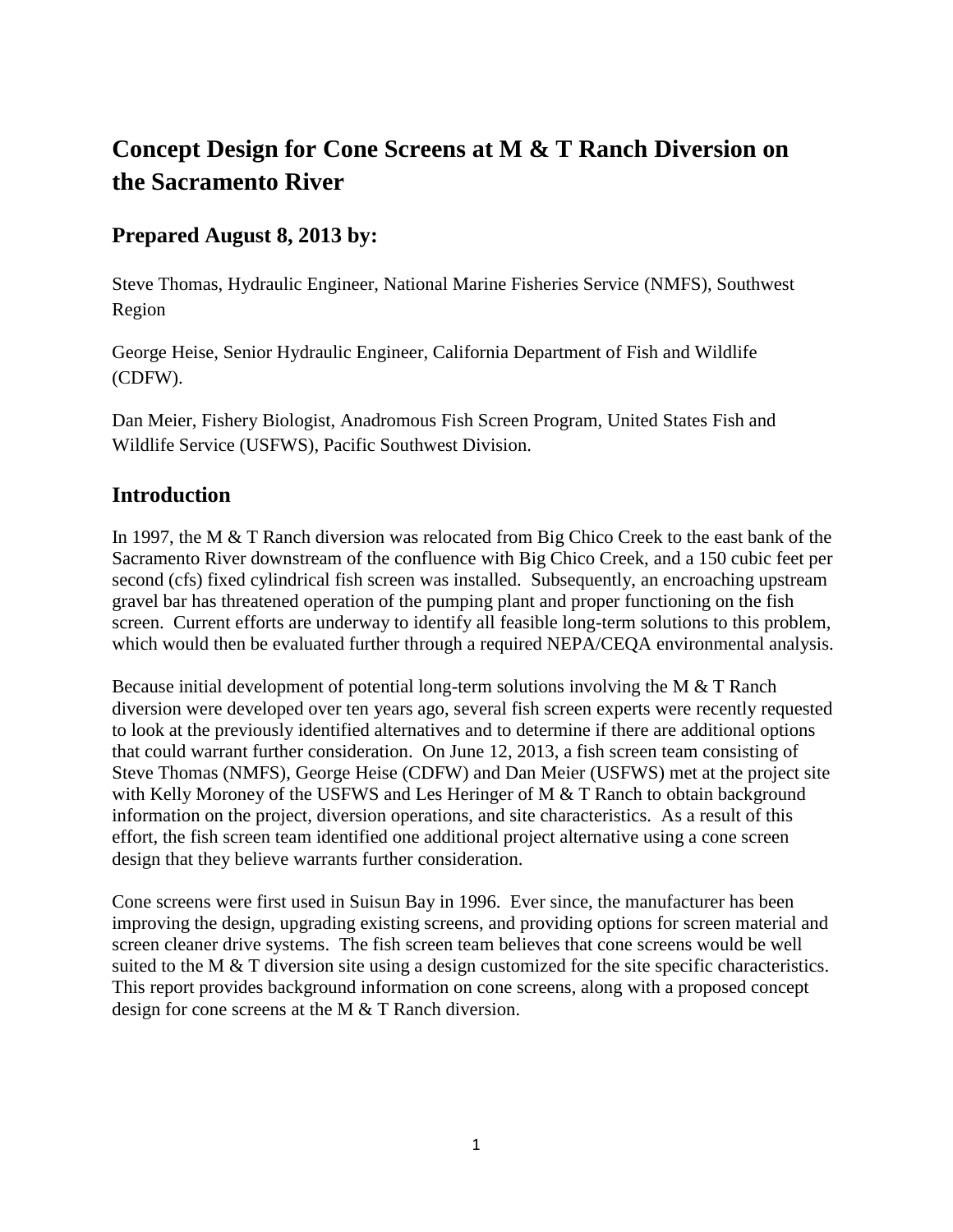# Concept Design for Cone Screens at M & T Ranch Diversion on the Sacramento River

## Prepared August 8, 2013 by:

Steve Thomas, Hydraulic Engineer, National Marine Fisheries Service (NMFS), Southwest Region

George Heise, Senior Hydraulic Engineer, California Department of Fish and Wildlife (CDFW).

Dan Meier, Fishery Biologist, Anadromous Fish Screen Program, United States Fish and Wildlife Service (USFWS), Pacific Southwest Division.

## Introduction

In 1997, the M & T Ranch diversion was relocated from Big Chico Creek to the east bank of the Sacramento River downstream of the confluence with Big Chico Creek, and a 150 cubic feet per second (cfs) fixed cylindrical fish screen was installed. Subsequently, an encroaching upstream gravel bar has threatened operation of the pumping plant and proper functioning on the fish screen. Current efforts are underway to identify all feasible long-term solutions to this problem, which would then be evaluated further through a required NEPA/CEQA environmental analysis.

Because initial development of potential long-term solutions involving the M & T Ranch diversion were developed over ten years ago, several fish screen experts were recently requested to look at the previously identified alternatives and to determine if there are additional options that could warrant further consideration. On June 12, 2013, a fish screen team consisting of Steve Thomas (NMFS), George Heise (CDFW) and Dan Meier (USFWS) met at the project site with Kelly Moroney of the USFWS and Les Heringer of M & T Ranch to obtain background information on the project, diversion operations, and site characteristics. As a result of this effort, the fish screen team identified one additional project alternative using a cone screen design that they believe warrants further consideration.

Cone screens were first used in Suisun Bay in 1996. Ever since, the manufacturer has been improving the design, upgrading existing screens, and providing options for screen material and screen cleaner drive systems. The fish screen team believes that cone screens would be well suited to the M & T diversion site using a design customized for the site specific characteristics. This report provides background information on cone screens, along with a proposed concept design for cone screens at the M & T Ranch diversion.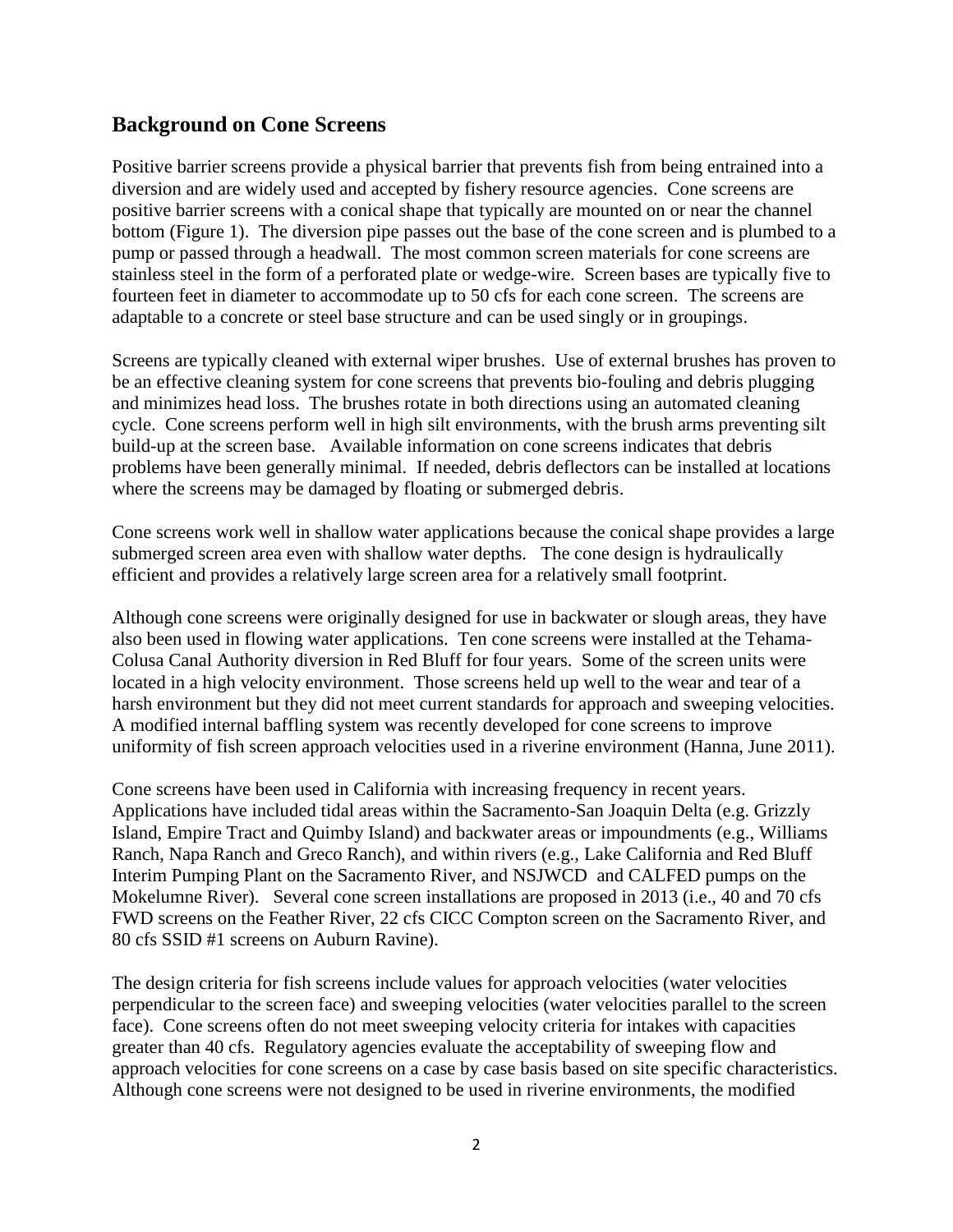## Background on Cone Screens

Positive barrier screens provide a physical barrier that prevents fish from being entrained into a diversion and are widely used and accepted by fishery resource agencies. Cone screens are positive barrier screens with a conical shape that typically are mounted on or near the channel bottom (Figure 1). The diversion pipe passes out the base of the cone screen and is plumbed to a pump or passed through a headwall. The most common screen materials for cone screens are stainless steel in the form of a perforated plate or wedge-wire. Screen bases are typically five to fourteen feet in diameter to accommodate up to 50 cfs for each cone screen. The screens are adaptable to a concrete or steel base structure and can be used singly or in groupings.

Screens are typically cleaned with external wiper brushes. Use of external brushes has proven to be an effective cleaning system for cone screens that prevents bio-fouling and debris plugging and minimizes head loss. The brushes rotate in both directions using an automated cleaning cycle. Cone screens perform well in high silt environments, with the brush arms preventing silt build-up at the screen base. Available information on cone screens indicates that debris problems have been generally minimal. If needed, debris deflectors can be installed at locations where the screens may be damaged by floating or submerged debris.

Cone screens work well in shallow water applications because the conical shape provides a large submerged screen area even with shallow water depths. The cone design is hydraulically efficient and provides a relatively large screen area for a relatively small footprint.

Although cone screens were originally designed for use in backwater or slough areas, they have also been used in flowing water applications. Ten cone screens were installed at the Tehama-Colusa Canal Authority diversion in Red Bluff for four years. Some of the screen units were located in a high velocity environment. Those screens held up well to the wear and tear of a harsh environment but they did not meet current standards for approach and sweeping velocities. A modified internal baffling system was recently developed for cone screens to improve uniformity of fish screen approach velocities used in a riverine environment (Hanna, June 2011).

Cone screens have been used in California with increasing frequency in recent years. Applications have included tidal areas within the Sacramento-San Joaquin Delta (e.g. Grizzly Island, Empire Tract and Quimby Island) and backwater areas or impoundments (e.g., Williams Ranch, Napa Ranch and Greco Ranch), and within rivers (e.g., Lake California and Red Bluff Interim Pumping Plant on the Sacramento River, and NSJWCD and CALFED pumps on the Mokelumne River). Several cone screen installations are proposed in 2013 (i.e., 40 and 70 cfs FWD screens on the Feather River, 22 cfs CICC Compton screen on the Sacramento River, and 80 cfs SSID #1 screens on Auburn Ravine).

The design criteria for fish screens include values for approach velocities (water velocities perpendicular to the screen face) and sweeping velocities (water velocities parallel to the screen face). Cone screens often do not meet sweeping velocity criteria for intakes with capacities greater than 40 cfs. Regulatory agencies evaluate the acceptability of sweeping flow and approach velocities for cone screens on a case by case basis based on site specific characteristics. Although cone screens were not designed to be used in riverine environments, the modified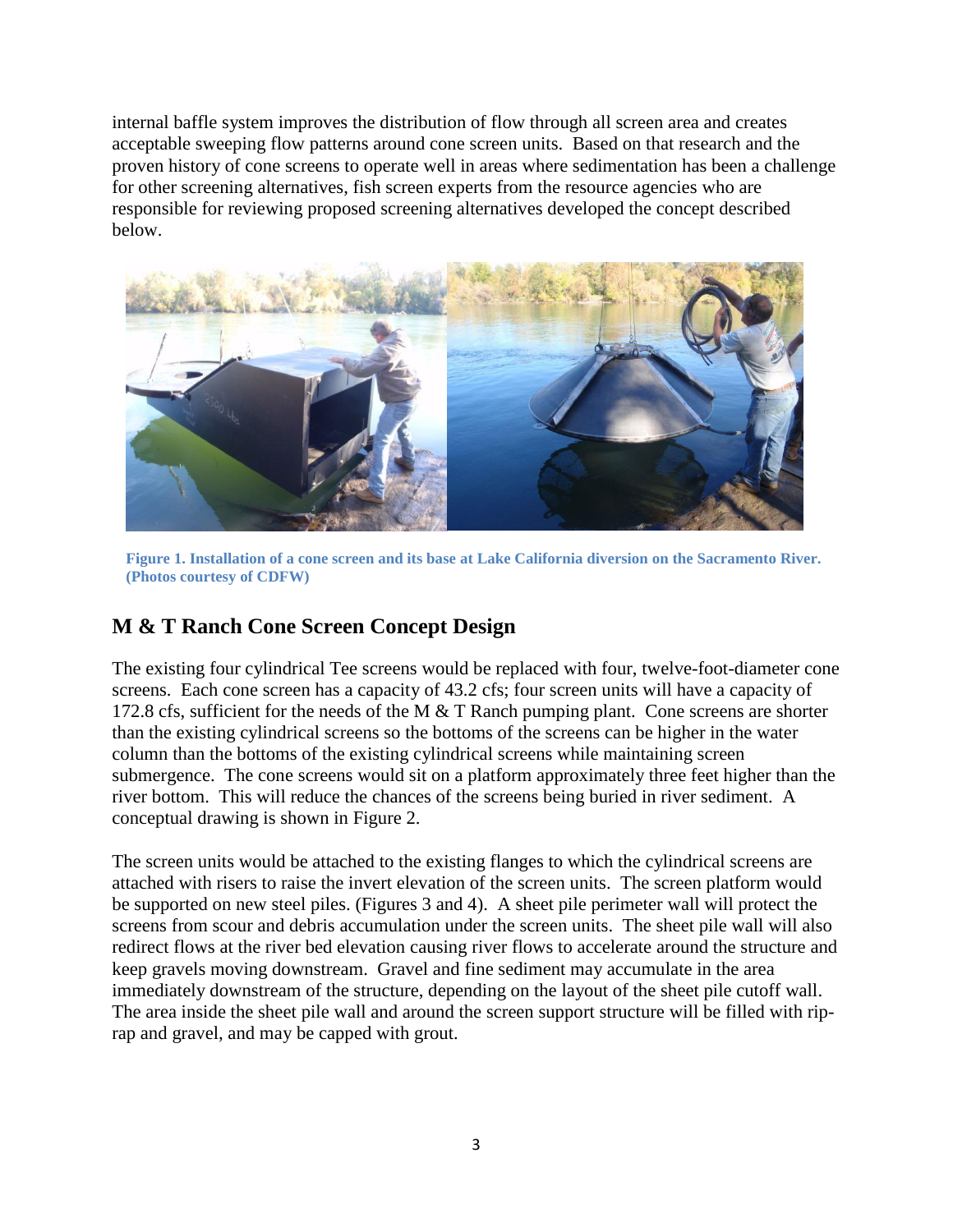internal baffle system improves the distribution of flow through all screen area and creates acceptable sweeping flow patterns around cone screen units. Based on that research and the proven history of cone screens to operate well in areas where sedimentation has been a challenge for other screening alternatives, fish screen experts from the resource agencies who are responsible for reviewing proposed screening alternatives developed the concept described below.

**Figure 1. Installation of a cone screen and its base at Lake California diversion on the Sacramento River. (Photos courtesy of CDFW)**

## M & T Ranch Cone Screen Concept Design

The existing four cylindrical Tee screens would be replaced with four, twelve-foot-diameter cone screens. Each cone screen has a capacity of 43.2 cfs; four screen units will have a capacity of 172.8 cfs, sufficient for the needs of the M & T Ranch pumping plant. Cone screens are shorter than the existing cylindrical screens so the bottoms of the screens can be higher in the water column than the bottoms of the existing cylindrical screens while maintaining screen submergence. The cone screens would sit on a platform approximately three feet higher than the river bottom. This will reduce the chances of the screens being buried in river sediment. A conceptual drawing is shown in Figure 2.

The screen units would be attached to the existing flanges to which the cylindrical screens are attached with risers to raise the invert elevation of the screen units. The screen platform would be supported on new steel piles. (Figures 3 and 4). A sheet pile perimeter wall will protect the screens from scour and debris accumulation under the screen units. The sheet pile wall will also redirect flows at the river bed elevation causing river flows to accelerate around the structure and keep gravels moving downstream. Gravel and fine sediment may accumulate in the area immediately downstream of the structure, depending on the layout of the sheet pile cutoff wall. The area inside the sheet pile wall and around the screen support structure will be filled with rip-rap and gravel, and may be capped with grout.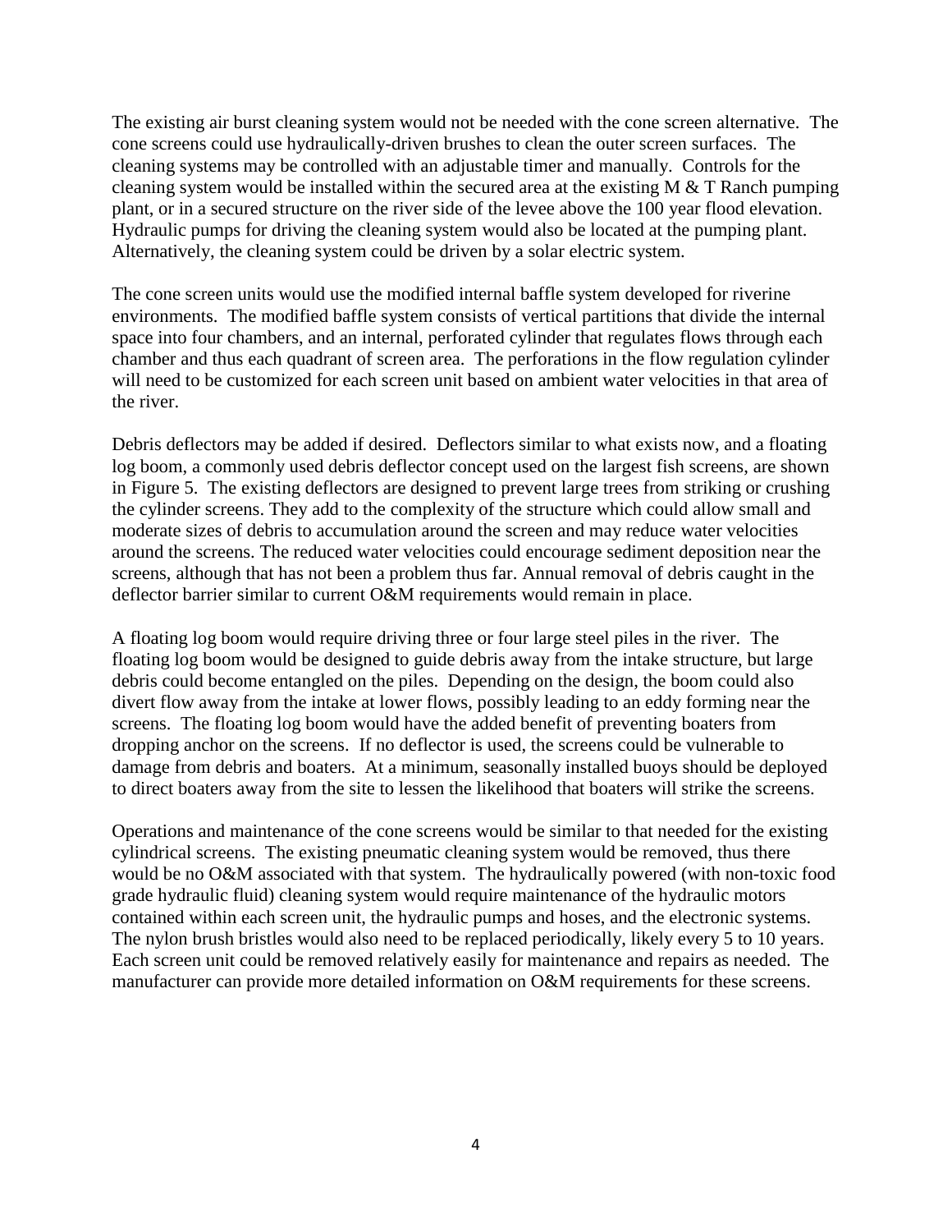The existing air burst cleaning system would not be needed with the cone screen alternative. The cone screens could use hydraulically-driven brushes to clean the outer screen surfaces. The cleaning systems may be controlled with an adjustable timer and manually. Controls for the cleaning system would be installed within the secured area at the existing M & T Ranch pumping plant, or in a secured structure on the river side of the levee above the 100 year flood elevation. Hydraulic pumps for driving the cleaning system would also be located at the pumping plant. Alternatively, the cleaning system could be driven by a solar electric system.

The cone screen units would use the modified internal baffle system developed for riverine environments. The modified baffle system consists of vertical partitions that divide the internal space into four chambers, and an internal, perforated cylinder that regulates flows through each chamber and thus each quadrant of screen area. The perforations in the flow regulation cylinder will need to be customized for each screen unit based on ambient water velocities in that area of the river.

Debris deflectors may be added if desired. Deflectors similar to what exists now, and a floating log boom, a commonly used debris deflector concept used on the largest fish screens, are shown in Figure 5. The existing deflectors are designed to prevent large trees from striking or crushing the cylinder screens. They add to the complexity of the structure which could allow small and moderate sizes of debris to accumulation around the screen and may reduce water velocities around the screens. The reduced water velocities could encourage sediment deposition near the screens, although that has not been a problem thus far. Annual removal of debris caught in the deflector barrier similar to current O&M requirements would remain in place.

A floating log boom would require driving three or four large steel piles in the river. The floating log boom would be designed to guide debris away from the intake structure, but large debris could become entangled on the piles. Depending on the design, the boom could also divert flow away from the intake at lower flows, possibly leading to an eddy forming near the screens. The floating log boom would have the added benefit of preventing boaters from dropping anchor on the screens. If no deflector is used, the screens could be vulnerable to damage from debris and boaters. At a minimum, seasonally installed buoys should be deployed to direct boaters away from the site to lessen the likelihood that boaters will strike the screens.

Operations and maintenance of the cone screens would be similar to that needed for the existing cylindrical screens. The existing pneumatic cleaning system would be removed, thus there would be no O&M associated with that system. The hydraulically powered (with non-toxic food grade hydraulic fluid) cleaning system would require maintenance of the hydraulic motors contained within each screen unit, the hydraulic pumps and hoses, and the electronic systems. The nylon brush bristles would also need to be replaced periodically, likely every 5 to 10 years. Each screen unit could be removed relatively easily for maintenance and repairs as needed. The manufacturer can provide more detailed information on O&M requirements for these screens.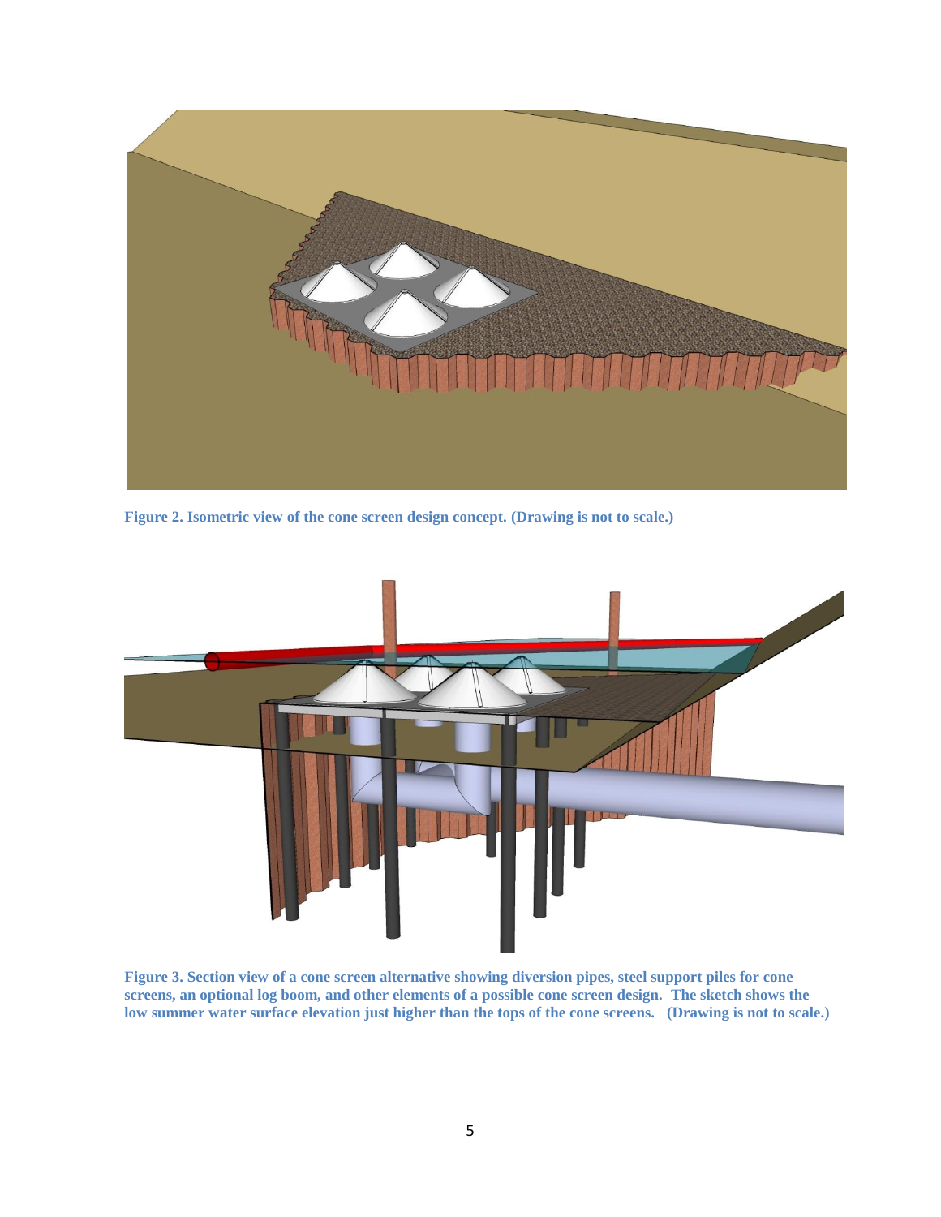Figure 2. Isometric view of the cone screen design concept. (Drawing is not to scale.)

Figure 3. Section view of a cone screen alternative showing diversion pipes, steel support piles for cone screens, an optional log boom, and other elements of a possible cone screen design. The sketch shows the low summer water surface elevation just higher than the tops of the cone screens. (Drawing is not to scale.)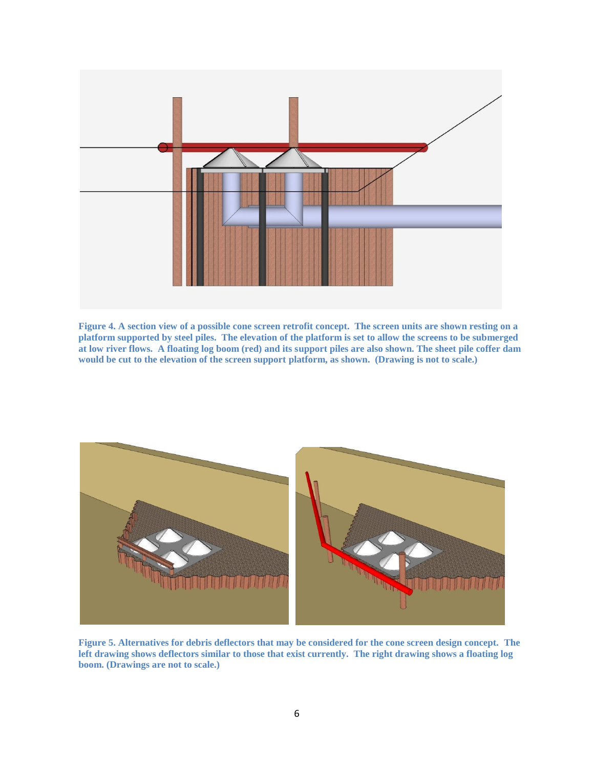**Figure 4. A section view of a possible cone screen retrofit concept. The screen units are shown resting on a platform supported by steel piles. The elevation of the platform is set to allow the screens to be submerged at low river flows. A floating log boom (red) and its support piles are also shown. The sheet pile coffer dam would be cut to the elevation of the screen support platform, as shown. (Drawing is not to scale.)**

**Figure 5. Alternatives for debris deflectors that may be considered for the cone screen design concept. The left drawing shows deflectors similar to those that exist currently. The right drawing shows a floating log boom. (Drawings are not to scale.)**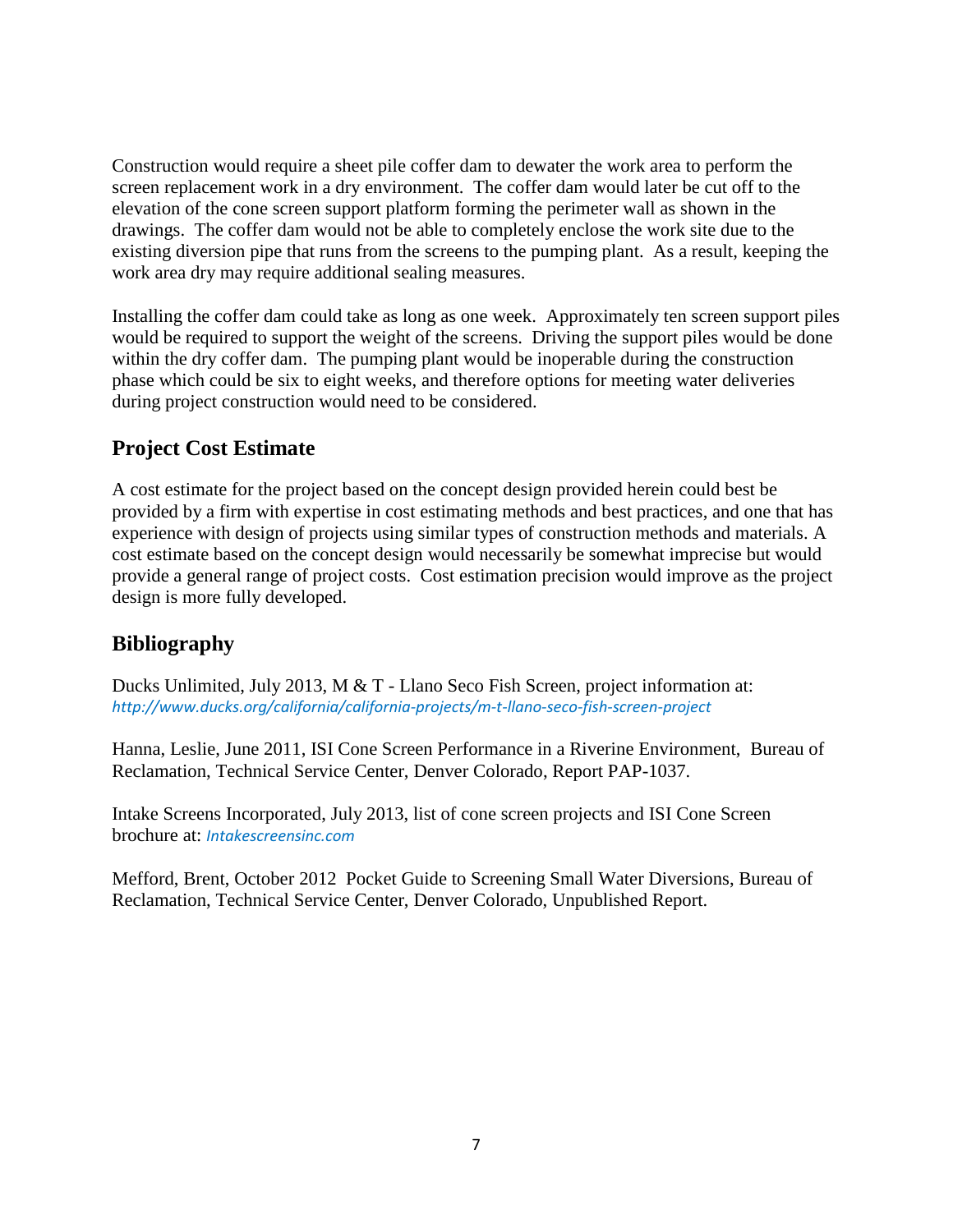Construction would require a sheet pile coffer dam to dewater the work area to perform the screen replacement work in a dry environment. The coffer dam would later be cut off to the elevation of the cone screen support platform forming the perimeter wall as shown in the drawings. The coffer dam would not be able to completely enclose the work site due to the existing diversion pipe that runs from the screens to the pumping plant. As a result, keeping the work area dry may require additional sealing measures.

Installing the coffer dam could take as long as one week. Approximately ten screen support piles would be required to support the weight of the screens. Driving the support piles would be done within the dry coffer dam. The pumping plant would be inoperable during the construction phase which could be six to eight weeks, and therefore options for meeting water deliveries during project construction would need to be considered.

## Project Cost Estimate

A cost estimate for the project based on the concept design provided herein could best be provided by a firm with expertise in cost estimating methods and best practices, and one that has experience with design of projects using similar types of construction methods and materials. A cost estimate based on the concept design would necessarily be somewhat imprecise but would provide a general range of project costs. Cost estimation precision would improve as the project design is more fully developed.

## Bibliography

Ducks Unlimited, July 2013, M & T - Llano Seco Fish Screen, project information at: *http://www.ducks.org/california/california-projects/m-t-llano-seco-fish-screen-project*

Hanna, Leslie, June 2011, ISI Cone Screen Performance in a Riverine Environment, Bureau of Reclamation, Technical Service Center, Denver Colorado, Report PAP-1037.

Intake Screens Incorporated, July 2013, list of cone screen projects and ISI Cone Screen brochure at: *Intakescreensinc.com*

Mefford, Brent, October 2012 Pocket Guide to Screening Small Water Diversions, Bureau of Reclamation, Technical Service Center, Denver Colorado, Unpublished Report.